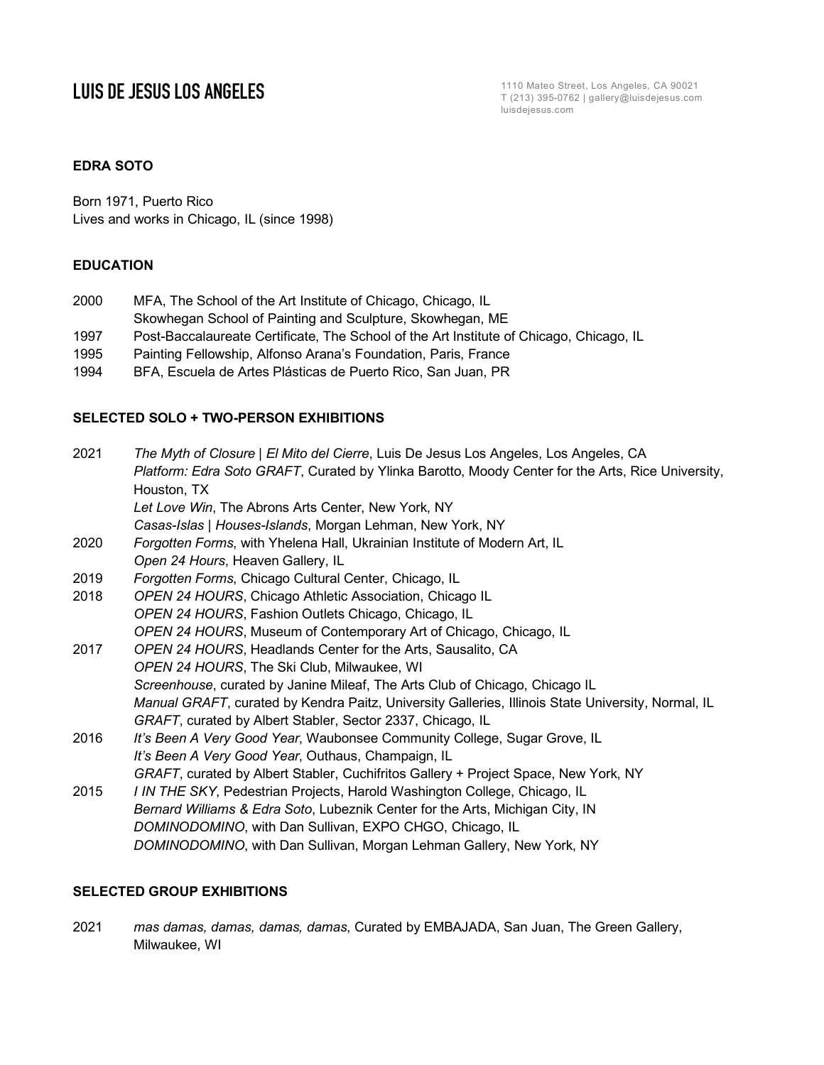# LUIS DE JESUS LOS ANGELES

1110 Mateo Street, Los Angeles, CA 90021
T (213) 395-0762 | gallery@luisdejesus.com
luisdejesus.com

## EDRA SOTO

Born 1971, Puerto Rico
Lives and works in Chicago, IL (since 1998)

## EDUCATION

2000 MFA, The School of the Art Institute of Chicago, Chicago, IL
Skowhegan School of Painting and Sculpture, Skowhegan, ME
1997 Post-Baccalaureate Certificate, The School of the Art Institute of Chicago, Chicago, IL
1995 Painting Fellowship, Alfonso Arana's Foundation, Paris, France
1994 BFA, Escuela de Artes Plásticas de Puerto Rico, San Juan, PR

## SELECTED SOLO + TWO-PERSON EXHIBITIONS

2021 *The Myth of Closure | El Mito del Cierre*, Luis De Jesus Los Angeles, Los Angeles, CA
*Platform: Edra Soto GRAFT*, Curated by Ylinka Barotto, Moody Center for the Arts, Rice University, Houston, TX
*Let Love Win*, The Abrons Arts Center, New York, NY
*Casas-Islas | Houses-Islands*, Morgan Lehman, New York, NY
2020 *Forgotten Forms*, with Yhelena Hall, Ukrainian Institute of Modern Art, IL
*Open 24 Hours*, Heaven Gallery, IL
2019 *Forgotten Forms*, Chicago Cultural Center, Chicago, IL
2018 *OPEN 24 HOURS*, Chicago Athletic Association, Chicago IL
*OPEN 24 HOURS*, Fashion Outlets Chicago, Chicago, IL
*OPEN 24 HOURS*, Museum of Contemporary Art of Chicago, Chicago, IL
2017 *OPEN 24 HOURS*, Headlands Center for the Arts, Sausalito, CA
*OPEN 24 HOURS*, The Ski Club, Milwaukee, WI
*Screenhouse*, curated by Janine Mileaf, The Arts Club of Chicago, Chicago IL
*Manual GRAFT*, curated by Kendra Paitz, University Galleries, Illinois State University, Normal, IL
*GRAFT*, curated by Albert Stabler, Sector 2337, Chicago, IL
2016 *It's Been A Very Good Year*, Waubonsee Community College, Sugar Grove, IL
*It's Been A Very Good Year*, Outhaus, Champaign, IL
*GRAFT*, curated by Albert Stabler, Cuchifritos Gallery + Project Space, New York, NY
2015 *I IN THE SKY*, Pedestrian Projects, Harold Washington College, Chicago, IL
*Bernard Williams & Edra Soto*, Lubeznik Center for the Arts, Michigan City, IN
*DOMINODOMINO*, with Dan Sullivan, EXPO CHGO, Chicago, IL
*DOMINODOMINO*, with Dan Sullivan, Morgan Lehman Gallery, New York, NY

## SELECTED GROUP EXHIBITIONS

2021 *mas damas, damas, damas, damas*, Curated by EMBAJADA, San Juan, The Green Gallery, Milwaukee, WI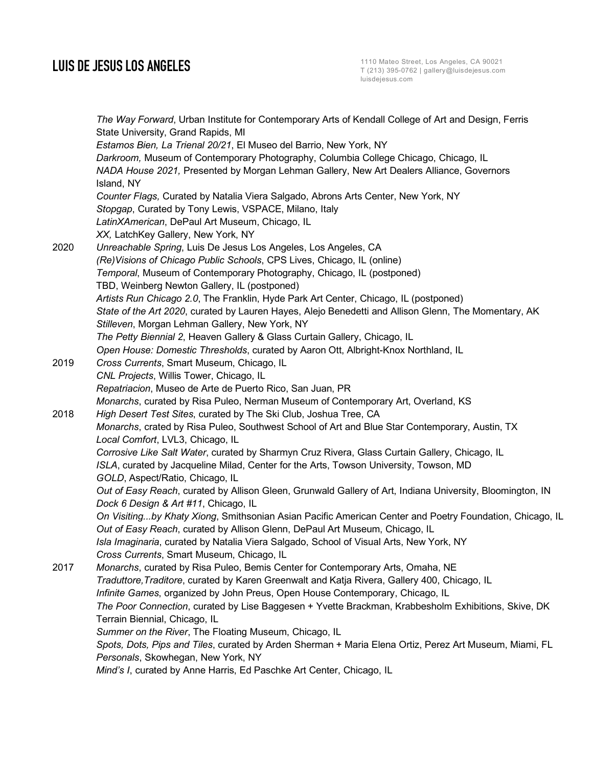*The Way Forward*, Urban Institute for Contemporary Arts of Kendall College of Art and Design, Ferris State University, Grand Rapids, MI
*Estamos Bien, La Trienal 20/21*, El Museo del Barrio, New York, NY
*Darkroom,* Museum of Contemporary Photography, Columbia College Chicago, Chicago, IL
*NADA House 2021,* Presented by Morgan Lehman Gallery, New Art Dealers Alliance, Governors Island, NY
*Counter Flags,* Curated by Natalia Viera Salgado, Abrons Arts Center, New York, NY
*Stopgap*, Curated by Tony Lewis, VSPACE, Milano, Italy
*LatinXAmerican*, DePaul Art Museum, Chicago, IL
*XX,* LatchKey Gallery, New York, NY

2020 *Unreachable Spring*, Luis De Jesus Los Angeles, Los Angeles, CA
*(Re)Visions of Chicago Public Schools*, CPS Lives, Chicago, IL (online)
*Temporal*, Museum of Contemporary Photography, Chicago, IL (postponed)
TBD, Weinberg Newton Gallery, IL (postponed)
*Artists Run Chicago 2.0*, The Franklin, Hyde Park Art Center, Chicago, IL (postponed)
*State of the Art 2020*, curated by Lauren Hayes, Alejo Benedetti and Allison Glenn, The Momentary, AK
*Stilleven*, Morgan Lehman Gallery, New York, NY
*The Petty Biennial 2*, Heaven Gallery & Glass Curtain Gallery, Chicago, IL
*Open House: Domestic Thresholds*, curated by Aaron Ott, Albright-Knox Northland, IL

2019 *Cross Currents*, Smart Museum, Chicago, IL
*CNL Projects*, Willis Tower, Chicago, IL
*Repatriacion*, Museo de Arte de Puerto Rico, San Juan, PR
*Monarchs*, curated by Risa Puleo, Nerman Museum of Contemporary Art, Overland, KS

2018 *High Desert Test Sites*, curated by The Ski Club, Joshua Tree, CA
*Monarchs*, crated by Risa Puleo, Southwest School of Art and Blue Star Contemporary, Austin, TX
*Local Comfort*, LVL3, Chicago, IL
*Corrosive Like Salt Water*, curated by Sharmyn Cruz Rivera, Glass Curtain Gallery, Chicago, IL
*ISLA*, curated by Jacqueline Milad, Center for the Arts, Towson University, Towson, MD
*GOLD*, Aspect/Ratio, Chicago, IL
*Out of Easy Reach*, curated by Allison Gleen, Grunwald Gallery of Art, Indiana University, Bloomington, IN
*Dock 6 Design & Art #11*, Chicago, IL
*On Visiting...by Khaty Xiong*, Smithsonian Asian Pacific American Center and Poetry Foundation, Chicago, IL
*Out of Easy Reach*, curated by Allison Glenn, DePaul Art Museum, Chicago, IL
*Isla Imaginaria*, curated by Natalia Viera Salgado, School of Visual Arts, New York, NY
*Cross Currents*, Smart Museum, Chicago, IL

2017 *Monarchs*, curated by Risa Puleo, Bemis Center for Contemporary Arts, Omaha, NE
*Traduttore,Traditore*, curated by Karen Greenwalt and Katja Rivera, Gallery 400, Chicago, IL
*Infinite Games*, organized by John Preus, Open House Contemporary, Chicago, IL
*The Poor Connection*, curated by Lise Baggesen + Yvette Brackman, Krabbesholm Exhibitions, Skive, DK
Terrain Biennial, Chicago, IL
*Summer on the River*, The Floating Museum, Chicago, IL
*Spots, Dots, Pips and Tiles*, curated by Arden Sherman + Maria Elena Ortiz, Perez Art Museum, Miami, FL
*Personals*, Skowhegan, New York, NY
*Mind's I*, curated by Anne Harris, Ed Paschke Art Center, Chicago, IL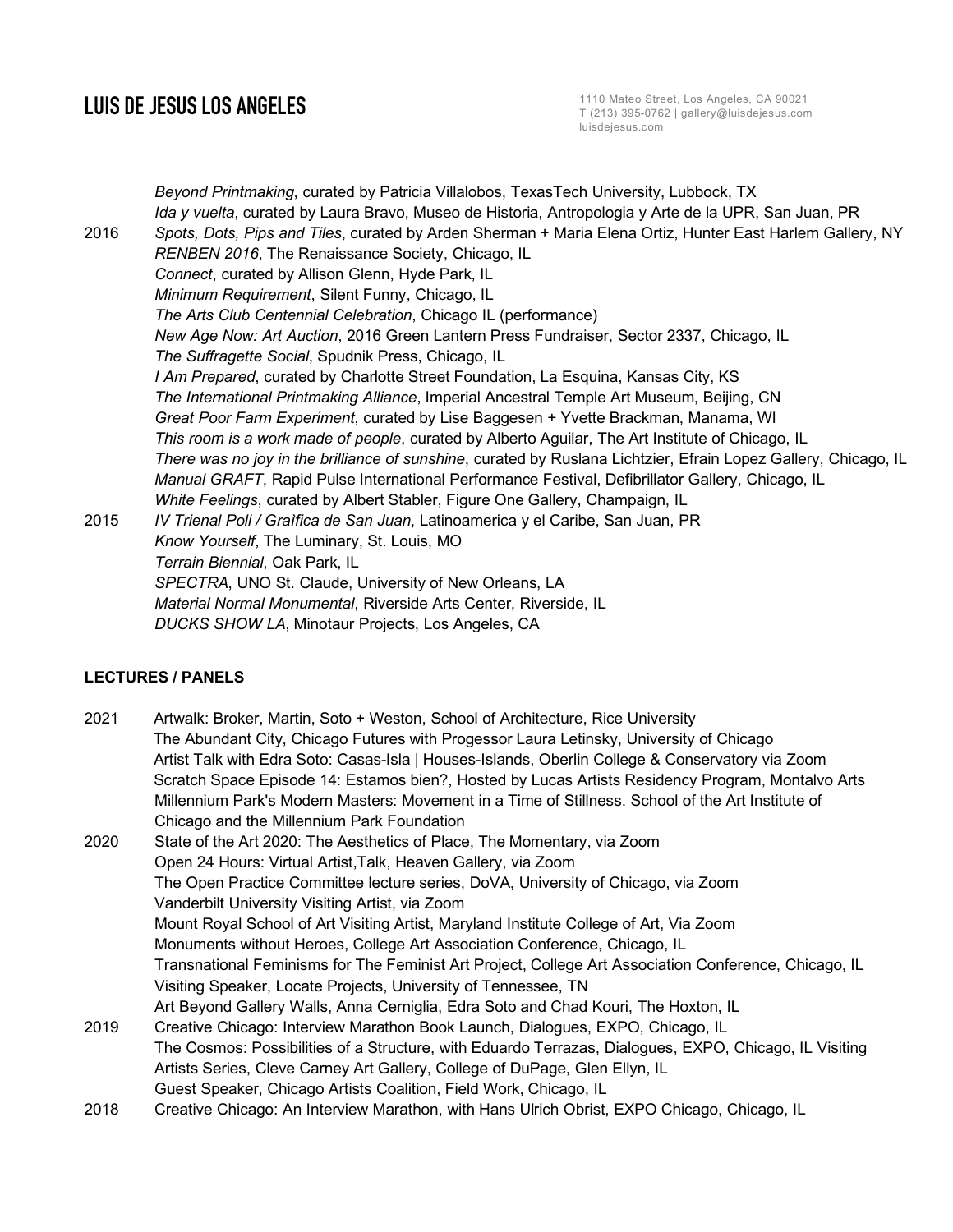*Beyond Printmaking*, curated by Patricia Villalobos, TexasTech University, Lubbock, TX
*Ida y vuelta*, curated by Laura Bravo, Museo de Historia, Antropologia y Arte de la UPR, San Juan, PR

2016 *Spots, Dots, Pips and Tiles*, curated by Arden Sherman + Maria Elena Ortiz, Hunter East Harlem Gallery, NY
*RENBEN 2016*, The Renaissance Society, Chicago, IL
*Connect*, curated by Allison Glenn, Hyde Park, IL
*Minimum Requirement*, Silent Funny, Chicago, IL
*The Arts Club Centennial Celebration*, Chicago IL (performance)
*New Age Now: Art Auction*, 2016 Green Lantern Press Fundraiser, Sector 2337, Chicago, IL
*The Suffragette Social*, Spudnik Press, Chicago, IL
*I Am Prepared*, curated by Charlotte Street Foundation, La Esquina, Kansas City, KS
*The International Printmaking Alliance*, Imperial Ancestral Temple Art Museum, Beijing, CN
*Great Poor Farm Experiment*, curated by Lise Baggesen + Yvette Brackman, Manama, WI
*This room is a work made of people*, curated by Alberto Aguilar, The Art Institute of Chicago, IL
*There was no joy in the brilliance of sunshine*, curated by Ruslana Lichtzier, Efrain Lopez Gallery, Chicago, IL
*Manual GRAFT*, Rapid Pulse International Performance Festival, Defibrillator Gallery, Chicago, IL
*White Feelings*, curated by Albert Stabler, Figure One Gallery, Champaign, IL

2015 *IV Trienal Poli / Graìfica de San Juan*, Latinoamerica y el Caribe, San Juan, PR
*Know Yourself*, The Luminary, St. Louis, MO
*Terrain Biennial*, Oak Park, IL
*SPECTRA*, UNO St. Claude, University of New Orleans, LA
*Material Normal Monumental*, Riverside Arts Center, Riverside, IL
*DUCKS SHOW LA*, Minotaur Projects, Los Angeles, CA

**LECTURES / PANELS**

2021 Artwalk: Broker, Martin, Soto + Weston, School of Architecture, Rice University
The Abundant City, Chicago Futures with Progessor Laura Letinsky, University of Chicago
Artist Talk with Edra Soto: Casas-Isla | Houses-Islands, Oberlin College & Conservatory via Zoom
Scratch Space Episode 14: Estamos bien?, Hosted by Lucas Artists Residency Program, Montalvo Arts
Millennium Park's Modern Masters: Movement in a Time of Stillness. School of the Art Institute of Chicago and the Millennium Park Foundation

2020 State of the Art 2020: The Aesthetics of Place, The Momentary, via Zoom
Open 24 Hours: Virtual Artist,Talk, Heaven Gallery, via Zoom
The Open Practice Committee lecture series, DoVA, University of Chicago, via Zoom
Vanderbilt University Visiting Artist, via Zoom
Mount Royal School of Art Visiting Artist, Maryland Institute College of Art, Via Zoom
Monuments without Heroes, College Art Association Conference, Chicago, IL
Transnational Feminisms for The Feminist Art Project, College Art Association Conference, Chicago, IL
Visiting Speaker, Locate Projects, University of Tennessee, TN
Art Beyond Gallery Walls, Anna Cerniglia, Edra Soto and Chad Kouri, The Hoxton, IL

2019 Creative Chicago: Interview Marathon Book Launch, Dialogues, EXPO, Chicago, IL
The Cosmos: Possibilities of a Structure, with Eduardo Terrazas, Dialogues, EXPO, Chicago, IL Visiting Artists Series, Cleve Carney Art Gallery, College of DuPage, Glen Ellyn, IL
Guest Speaker, Chicago Artists Coalition, Field Work, Chicago, IL

2018 Creative Chicago: An Interview Marathon, with Hans Ulrich Obrist, EXPO Chicago, Chicago, IL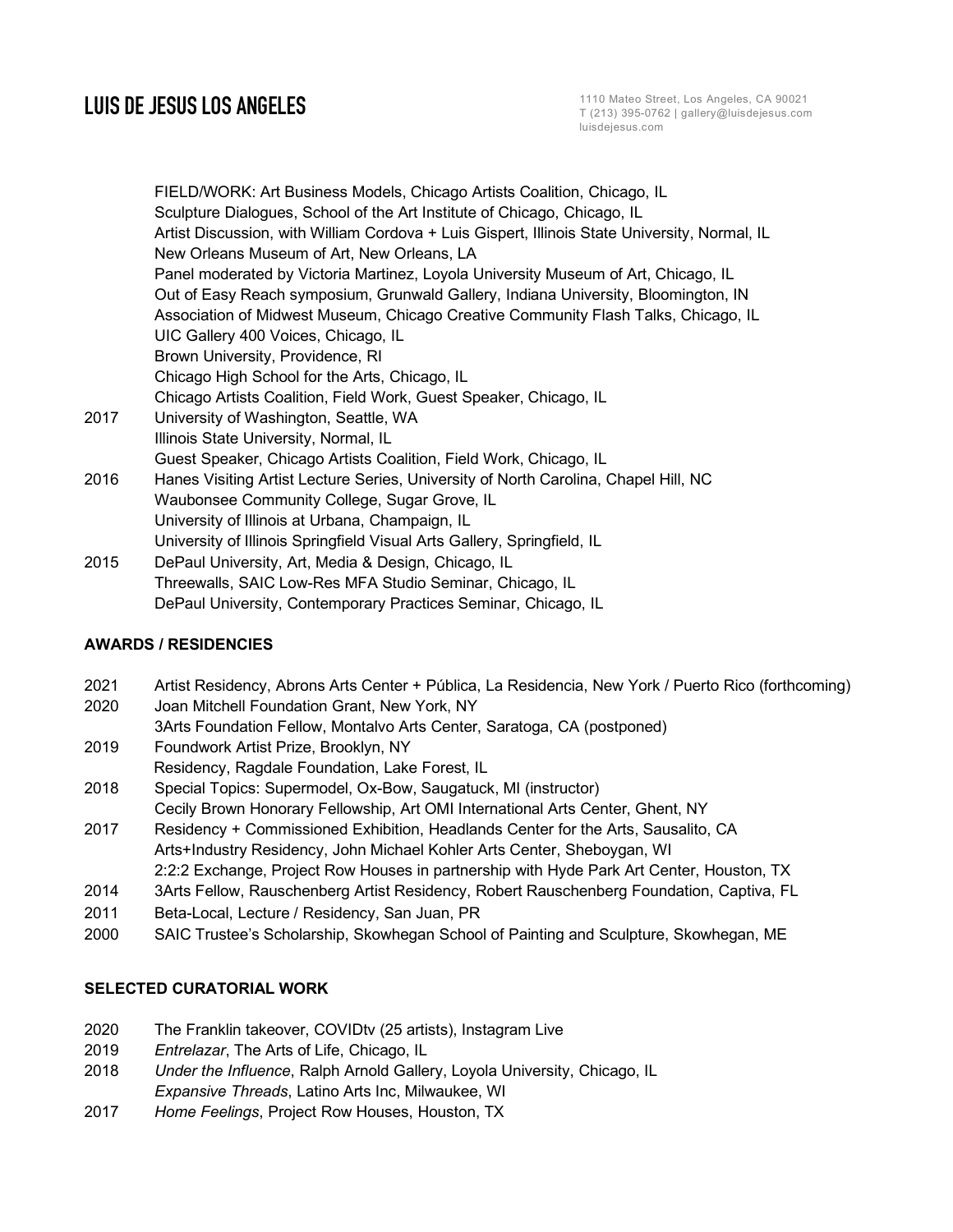FIELD/WORK: Art Business Models, Chicago Artists Coalition, Chicago, IL
Sculpture Dialogues, School of the Art Institute of Chicago, Chicago, IL
Artist Discussion, with William Cordova + Luis Gispert, Illinois State University, Normal, IL
New Orleans Museum of Art, New Orleans, LA
Panel moderated by Victoria Martinez, Loyola University Museum of Art, Chicago, IL
Out of Easy Reach symposium, Grunwald Gallery, Indiana University, Bloomington, IN
Association of Midwest Museum, Chicago Creative Community Flash Talks, Chicago, IL
UIC Gallery 400 Voices, Chicago, IL
Brown University, Providence, RI
Chicago High School for the Arts, Chicago, IL
Chicago Artists Coalition, Field Work, Guest Speaker, Chicago, IL

2017 University of Washington, Seattle, WA
Illinois State University, Normal, IL
Guest Speaker, Chicago Artists Coalition, Field Work, Chicago, IL

2016 Hanes Visiting Artist Lecture Series, University of North Carolina, Chapel Hill, NC
Waubonsee Community College, Sugar Grove, IL
University of Illinois at Urbana, Champaign, IL
University of Illinois Springfield Visual Arts Gallery, Springfield, IL

2015 DePaul University, Art, Media & Design, Chicago, IL
Threewalls, SAIC Low-Res MFA Studio Seminar, Chicago, IL
DePaul University, Contemporary Practices Seminar, Chicago, IL

**AWARDS / RESIDENCIES**

2021 Artist Residency, Abrons Arts Center + Pública, La Residencia, New York / Puerto Rico (forthcoming)

2020 Joan Mitchell Foundation Grant, New York, NY
3Arts Foundation Fellow, Montalvo Arts Center, Saratoga, CA (postponed)

2019 Foundwork Artist Prize, Brooklyn, NY
Residency, Ragdale Foundation, Lake Forest, IL

2018 Special Topics: Supermodel, Ox-Bow, Saugatuck, MI (instructor)
Cecily Brown Honorary Fellowship, Art OMI International Arts Center, Ghent, NY

2017 Residency + Commissioned Exhibition, Headlands Center for the Arts, Sausalito, CA
Arts+Industry Residency, John Michael Kohler Arts Center, Sheboygan, WI
2:2:2 Exchange, Project Row Houses in partnership with Hyde Park Art Center, Houston, TX

2014 3Arts Fellow, Rauschenberg Artist Residency, Robert Rauschenberg Foundation, Captiva, FL

2011 Beta-Local, Lecture / Residency, San Juan, PR

2000 SAIC Trustee's Scholarship, Skowhegan School of Painting and Sculpture, Skowhegan, ME

**SELECTED CURATORIAL WORK**

2020 The Franklin takeover, COVIDtv (25 artists), Instagram Live

2019 *Entrelazar*, The Arts of Life, Chicago, IL

2018 *Under the Influence*, Ralph Arnold Gallery, Loyola University, Chicago, IL
*Expansive Threads*, Latino Arts Inc, Milwaukee, WI

2017 *Home Feelings*, Project Row Houses, Houston, TX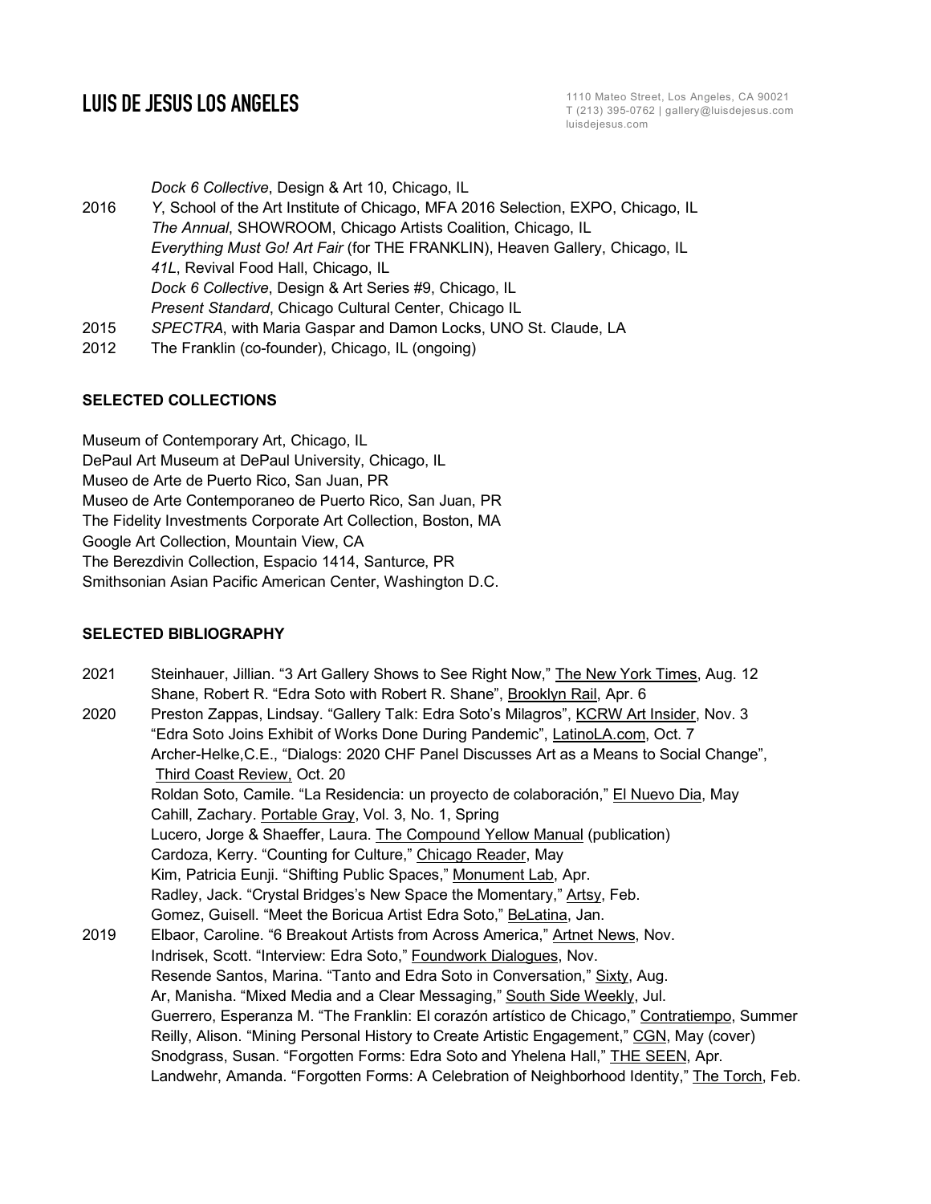| | |
|---|---|
| | *Dock 6 Collective*, Design & Art 10, Chicago, IL |
| 2016 | *Y*, School of the Art Institute of Chicago, MFA 2016 Selection, EXPO, Chicago, IL |
| | *The Annual*, SHOWROOM, Chicago Artists Coalition, Chicago, IL |
| | *Everything Must Go! Art Fair* (for THE FRANKLIN), Heaven Gallery, Chicago, IL |
| | *41L*, Revival Food Hall, Chicago, IL |
| | *Dock 6 Collective*, Design & Art Series #9, Chicago, IL |
| | *Present Standard*, Chicago Cultural Center, Chicago IL |
| 2015 | *SPECTRA*, with Maria Gaspar and Damon Locks, UNO St. Claude, LA |
| 2012 | The Franklin (co-founder), Chicago, IL (ongoing) |

**SELECTED COLLECTIONS**

Museum of Contemporary Art, Chicago, IL
DePaul Art Museum at DePaul University, Chicago, IL
Museo de Arte de Puerto Rico, San Juan, PR
Museo de Arte Contemporaneo de Puerto Rico, San Juan, PR
The Fidelity Investments Corporate Art Collection, Boston, MA
Google Art Collection, Mountain View, CA
The Berezdivin Collection, Espacio 1414, Santurce, PR
Smithsonian Asian Pacific American Center, Washington D.C.

**SELECTED BIBLIOGRAPHY**

| | |
|---|---|
| 2021 | Steinhauer, Jillian. "3 Art Gallery Shows to See Right Now," The New York Times, Aug. 12 |
| | Shane, Robert R. "Edra Soto with Robert R. Shane", Brooklyn Rail, Apr. 6 |
| 2020 | Preston Zappas, Lindsay. "Gallery Talk: Edra Soto's Milagros", KCRW Art Insider, Nov. 3 |
| | "Edra Soto Joins Exhibit of Works Done During Pandemic", LatinoLA.com, Oct. 7 |
| | Archer-Helke,C.E., "Dialogs: 2020 CHF Panel Discusses Art as a Means to Social Change", Third Coast Review, Oct. 20 |
| | Roldan Soto, Camile. "La Residencia: un proyecto de colaboración," El Nuevo Dia, May |
| | Cahill, Zachary. Portable Gray, Vol. 3, No. 1, Spring |
| | Lucero, Jorge & Shaeffer, Laura. The Compound Yellow Manual (publication) |
| | Cardoza, Kerry. "Counting for Culture," Chicago Reader, May |
| | Kim, Patricia Eunji. "Shifting Public Spaces," Monument Lab, Apr. |
| | Radley, Jack. "Crystal Bridges's New Space the Momentary," Artsy, Feb. |
| | Gomez, Guisell. "Meet the Boricua Artist Edra Soto," BeLatina, Jan. |
| 2019 | Elbaor, Caroline. "6 Breakout Artists from Across America," Artnet News, Nov. |
| | Indrisek, Scott. "Interview: Edra Soto," Foundwork Dialogues, Nov. |
| | Resende Santos, Marina. "Tanto and Edra Soto in Conversation," Sixty, Aug. |
| | Ar, Manisha. "Mixed Media and a Clear Messaging," South Side Weekly, Jul. |
| | Guerrero, Esperanza M. "The Franklin: El corazón artístico de Chicago," Contratiempo, Summer |
| | Reilly, Alison. "Mining Personal History to Create Artistic Engagement," CGN, May (cover) |
| | Snodgrass, Susan. "Forgotten Forms: Edra Soto and Yhelena Hall," THE SEEN, Apr. |
| | Landwehr, Amanda. "Forgotten Forms: A Celebration of Neighborhood Identity," The Torch, Feb. |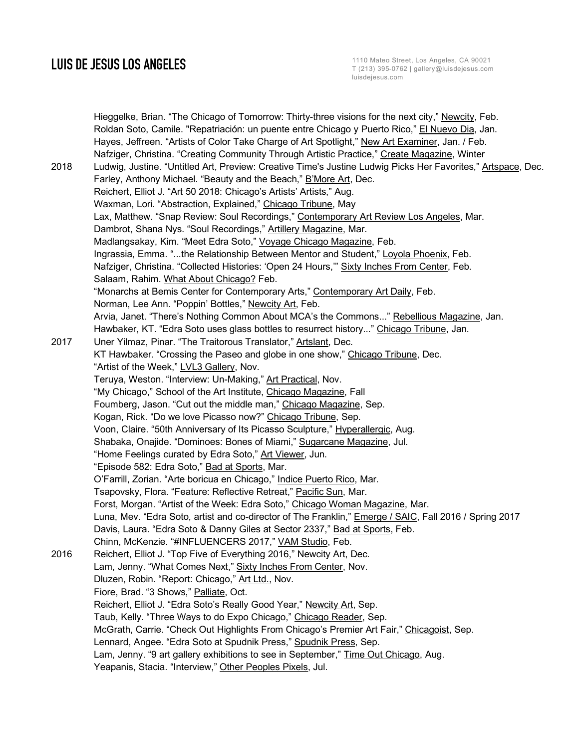Hieggelke, Brian. “The Chicago of Tomorrow: Thirty-three visions for the next city,” Newcity, Feb.
Roldan Soto, Camile. "Repatriación: un puente entre Chicago y Puerto Rico,” El Nuevo Dia, Jan.
Hayes, Jeffreen. “Artists of Color Take Charge of Art Spotlight,” New Art Examiner, Jan. / Feb.
Nafziger, Christina. “Creating Community Through Artistic Practice,” Create Magazine, Winter

2018 Ludwig, Justine. “Untitled Art, Preview: Creative Time's Justine Ludwig Picks Her Favorites,” Artspace, Dec.
Farley, Anthony Michael. “Beauty and the Beach,” B'More Art, Dec.
Reichert, Elliot J. “Art 50 2018: Chicago's Artists' Artists,” Aug.
Waxman, Lori. “Abstraction, Explained,” Chicago Tribune, May
Lax, Matthew. “Snap Review: Soul Recordings,” Contemporary Art Review Los Angeles, Mar.
Dambrot, Shana Nys. “Soul Recordings,” Artillery Magazine, Mar.
Madlangsakay, Kim. “Meet Edra Soto,” Voyage Chicago Magazine, Feb.
Ingrassia, Emma. “...the Relationship Between Mentor and Student,” Loyola Phoenix, Feb.
Nafziger, Christina. “Collected Histories: ‘Open 24 Hours,’” Sixty Inches From Center, Feb.
Salaam, Rahim. What About Chicago? Feb.
“Monarchs at Bemis Center for Contemporary Arts,” Contemporary Art Daily, Feb.
Norman, Lee Ann. “Poppin' Bottles,” Newcity Art, Feb.
Arvia, Janet. “There's Nothing Common About MCA's the Commons...” Rebellious Magazine, Jan.
Hawbaker, KT. “Edra Soto uses glass bottles to resurrect history...” Chicago Tribune, Jan.

2017 Uner Yilmaz, Pinar. “The Traitorous Translator,” Artslant, Dec.
KT Hawbaker. “Crossing the Paseo and globe in one show,” Chicago Tribune, Dec.
“Artist of the Week,” LVL3 Gallery, Nov.
Teruya, Weston. “Interview: Un-Making,” Art Practical, Nov.
“My Chicago,” School of the Art Institute, Chicago Magazine, Fall
Foumberg, Jason. “Cut out the middle man,” Chicago Magazine, Sep.
Kogan, Rick. “Do we love Picasso now?” Chicago Tribune, Sep.
Voon, Claire. “50th Anniversary of Its Picasso Sculpture,” Hyperallergic, Aug.
Shabaka, Onajide. “Dominoes: Bones of Miami,” Sugarcane Magazine, Jul.
“Home Feelings curated by Edra Soto,” Art Viewer, Jun.
“Episode 582: Edra Soto,” Bad at Sports, Mar.
O'Farrill, Zorian. “Arte boricua en Chicago,” Indice Puerto Rico, Mar.
Tsapovsky, Flora. “Feature: Reflective Retreat,” Pacific Sun, Mar.
Forst, Morgan. “Artist of the Week: Edra Soto,” Chicago Woman Magazine, Mar.
Luna, Mev. “Edra Soto, artist and co-director of The Franklin,” Emerge / SAIC, Fall 2016 / Spring 2017
Davis, Laura. “Edra Soto & Danny Giles at Sector 2337,” Bad at Sports, Feb.
Chinn, McKenzie. “#INFLUENCERS 2017,” VAM Studio, Feb.

2016 Reichert, Elliot J. “Top Five of Everything 2016,” Newcity Art, Dec.
Lam, Jenny. “What Comes Next,” Sixty Inches From Center, Nov.
Dluzen, Robin. “Report: Chicago,” Art Ltd., Nov.
Fiore, Brad. “3 Shows,” Palliate, Oct.
Reichert, Elliot J. “Edra Soto's Really Good Year,” Newcity Art, Sep.
Taub, Kelly. “Three Ways to do Expo Chicago,” Chicago Reader, Sep.
McGrath, Carrie. “Check Out Highlights From Chicago's Premier Art Fair,” Chicagoist, Sep.
Lennard, Angee. “Edra Soto at Spudnik Press,” Spudnik Press, Sep.
Lam, Jenny. “9 art gallery exhibitions to see in September,” Time Out Chicago, Aug.
Yeapanis, Stacia. “Interview,” Other Peoples Pixels, Jul.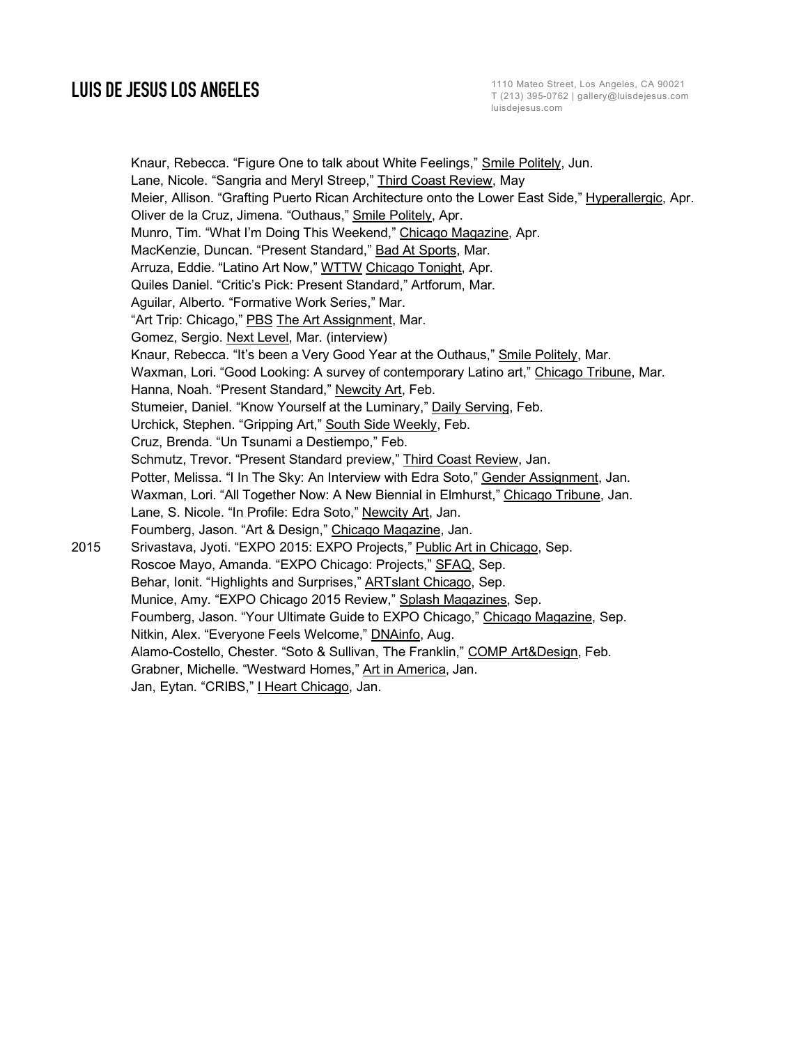Knaur, Rebecca. "Figure One to talk about White Feelings," Smile Politely, Jun.
Lane, Nicole. "Sangria and Meryl Streep," Third Coast Review, May
Meier, Allison. "Grafting Puerto Rican Architecture onto the Lower East Side," Hyperallergic, Apr.
Oliver de la Cruz, Jimena. "Outhaus," Smile Politely, Apr.
Munro, Tim. "What I'm Doing This Weekend," Chicago Magazine, Apr.
MacKenzie, Duncan. "Present Standard," Bad At Sports, Mar.
Arruza, Eddie. "Latino Art Now," WTTW Chicago Tonight, Apr.
Quiles Daniel. "Critic's Pick: Present Standard," Artforum, Mar.
Aguilar, Alberto. "Formative Work Series," Mar.
"Art Trip: Chicago," PBS The Art Assignment, Mar.
Gomez, Sergio. Next Level, Mar. (interview)
Knaur, Rebecca. "It's been a Very Good Year at the Outhaus," Smile Politely, Mar.
Waxman, Lori. "Good Looking: A survey of contemporary Latino art," Chicago Tribune, Mar.
Hanna, Noah. "Present Standard," Newcity Art, Feb.
Stumeier, Daniel. "Know Yourself at the Luminary," Daily Serving, Feb.
Urchick, Stephen. "Gripping Art," South Side Weekly, Feb.
Cruz, Brenda. "Un Tsunami a Destiempo," Feb.
Schmutz, Trevor. "Present Standard preview," Third Coast Review, Jan.
Potter, Melissa. "I In The Sky: An Interview with Edra Soto," Gender Assignment, Jan.
Waxman, Lori. "All Together Now: A New Biennial in Elmhurst," Chicago Tribune, Jan.
Lane, S. Nicole. "In Profile: Edra Soto," Newcity Art, Jan.
Foumberg, Jason. "Art & Design," Chicago Magazine, Jan.

2015 Srivastava, Jyoti. "EXPO 2015: EXPO Projects," Public Art in Chicago, Sep.
Roscoe Mayo, Amanda. "EXPO Chicago: Projects," SFAQ, Sep.
Behar, Ionit. "Highlights and Surprises," ARTslant Chicago, Sep.
Munice, Amy. "EXPO Chicago 2015 Review," Splash Magazines, Sep.
Foumberg, Jason. "Your Ultimate Guide to EXPO Chicago," Chicago Magazine, Sep.
Nitkin, Alex. "Everyone Feels Welcome," DNAinfo, Aug.
Alamo-Costello, Chester. "Soto & Sullivan, The Franklin," COMP Art&Design, Feb.
Grabner, Michelle. "Westward Homes," Art in America, Jan.
Jan, Eytan. "CRIBS," I Heart Chicago, Jan.